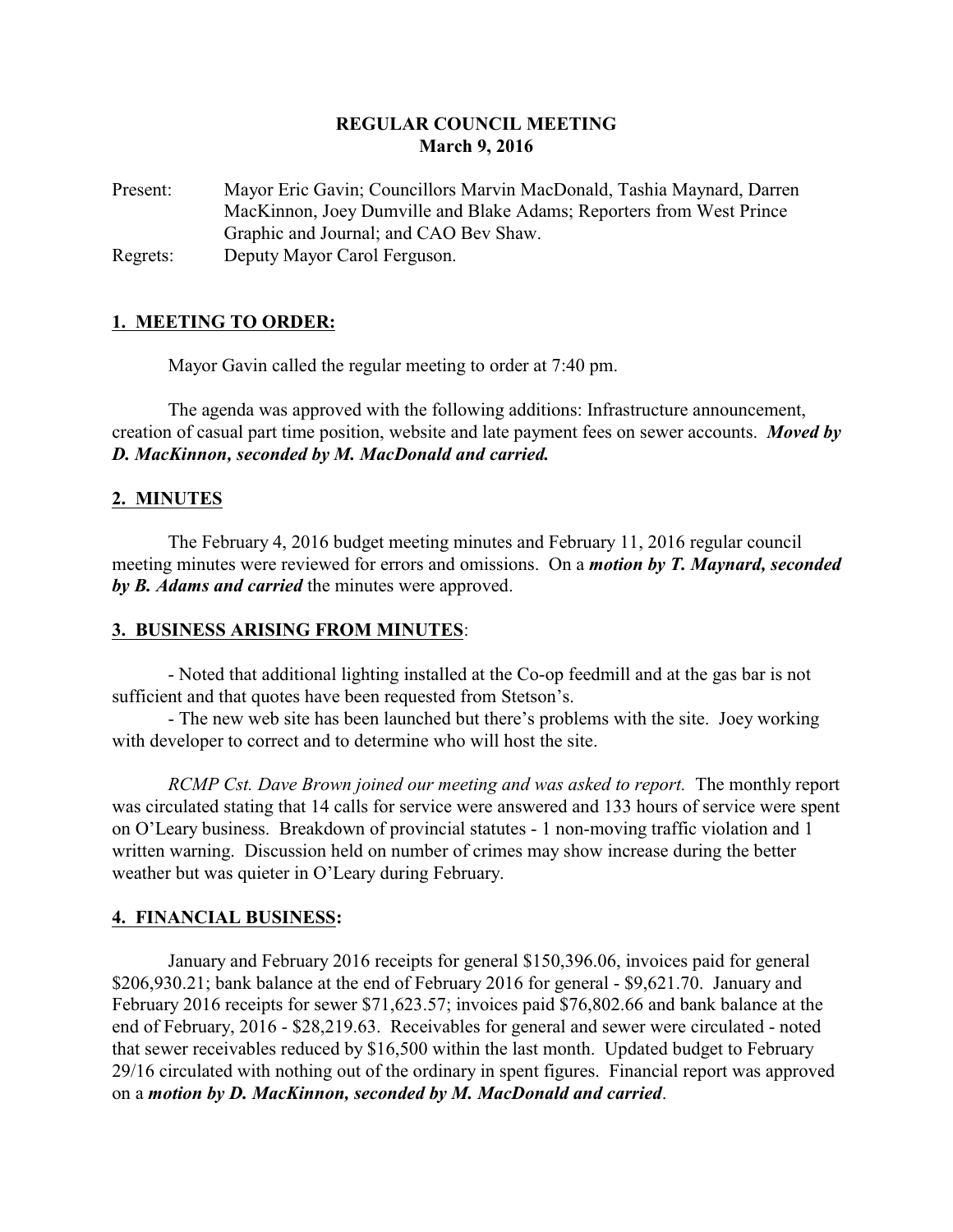# REGULAR COUNCIL MEETING
## March 9, 2016

Present: Mayor Eric Gavin; Councillors Marvin MacDonald, Tashia Maynard, Darren MacKinnon, Joey Dumville and Blake Adams; Reporters from West Prince Graphic and Journal; and CAO Bev Shaw.

Regrets: Deputy Mayor Carol Ferguson.

### 1. MEETING TO ORDER:

Mayor Gavin called the regular meeting to order at 7:40 pm.

The agenda was approved with the following additions: Infrastructure announcement, creation of casual part time position, website and late payment fees on sewer accounts. ***Moved by D. MacKinnon, seconded by M. MacDonald and carried.***

### 2. MINUTES

The February 4, 2016 budget meeting minutes and February 11, 2016 regular council meeting minutes were reviewed for errors and omissions. On a ***motion by T. Maynard, seconded by B. Adams and carried*** the minutes were approved.

### 3. BUSINESS ARISING FROM MINUTES:

- Noted that additional lighting installed at the Co-op feedmill and at the gas bar is not sufficient and that quotes have been requested from Stetson's.
- The new web site has been launched but there's problems with the site. Joey working with developer to correct and to determine who will host the site.

*RCMP Cst. Dave Brown joined our meeting and was asked to report.* The monthly report was circulated stating that 14 calls for service were answered and 133 hours of service were spent on O'Leary business. Breakdown of provincial statutes - 1 non-moving traffic violation and 1 written warning. Discussion held on number of crimes may show increase during the better weather but was quieter in O'Leary during February.

### 4. FINANCIAL BUSINESS:

January and February 2016 receipts for general $150,396.06, invoices paid for general $206,930.21; bank balance at the end of February 2016 for general - $9,621.70. January and February 2016 receipts for sewer $71,623.57; invoices paid $76,802.66 and bank balance at the end of February, 2016 - $28,219.63. Receivables for general and sewer were circulated - noted that sewer receivables reduced by $16,500 within the last month. Updated budget to February 29/16 circulated with nothing out of the ordinary in spent figures. Financial report was approved on a ***motion by D. MacKinnon, seconded by M. MacDonald and carried***.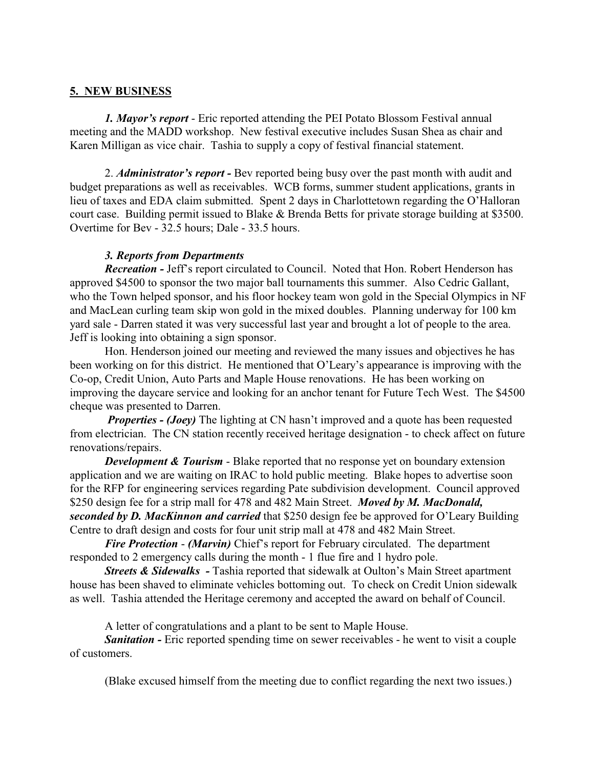## 5. NEW BUSINESS

***1. Mayor's report*** - Eric reported attending the PEI Potato Blossom Festival annual meeting and the MADD workshop. New festival executive includes Susan Shea as chair and Karen Milligan as vice chair. Tashia to supply a copy of festival financial statement.

2. ***Administrator's report -*** Bev reported being busy over the past month with audit and budget preparations as well as receivables. WCB forms, summer student applications, grants in lieu of taxes and EDA claim submitted. Spent 2 days in Charlottetown regarding the O'Halloran court case. Building permit issued to Blake & Brenda Betts for private storage building at $3500. Overtime for Bev - 32.5 hours; Dale - 33.5 hours.

***3. Reports from Departments***

***Recreation -*** Jeff's report circulated to Council. Noted that Hon. Robert Henderson has approved $4500 to sponsor the two major ball tournaments this summer. Also Cedric Gallant, who the Town helped sponsor, and his floor hockey team won gold in the Special Olympics in NF and MacLean curling team skip won gold in the mixed doubles. Planning underway for 100 km yard sale - Darren stated it was very successful last year and brought a lot of people to the area. Jeff is looking into obtaining a sign sponsor.

Hon. Henderson joined our meeting and reviewed the many issues and objectives he has been working on for this district. He mentioned that O'Leary's appearance is improving with the Co-op, Credit Union, Auto Parts and Maple House renovations. He has been working on improving the daycare service and looking for an anchor tenant for Future Tech West. The $4500 cheque was presented to Darren.

***Properties - (Joey)*** The lighting at CN hasn't improved and a quote has been requested from electrician. The CN station recently received heritage designation - to check affect on future renovations/repairs.

***Development & Tourism*** - Blake reported that no response yet on boundary extension application and we are waiting on IRAC to hold public meeting. Blake hopes to advertise soon for the RFP for engineering services regarding Pate subdivision development. Council approved $250 design fee for a strip mall for 478 and 482 Main Street. ***Moved by M. MacDonald, seconded by D. MacKinnon and carried*** that $250 design fee be approved for O'Leary Building Centre to draft design and costs for four unit strip mall at 478 and 482 Main Street.

***Fire Protection*** - ***(Marvin)*** Chief's report for February circulated. The department responded to 2 emergency calls during the month - 1 flue fire and 1 hydro pole.

***Streets & Sidewalks -*** Tashia reported that sidewalk at Oulton's Main Street apartment house has been shaved to eliminate vehicles bottoming out. To check on Credit Union sidewalk as well. Tashia attended the Heritage ceremony and accepted the award on behalf of Council.

A letter of congratulations and a plant to be sent to Maple House.

***Sanitation -*** Eric reported spending time on sewer receivables - he went to visit a couple of customers.

(Blake excused himself from the meeting due to conflict regarding the next two issues.)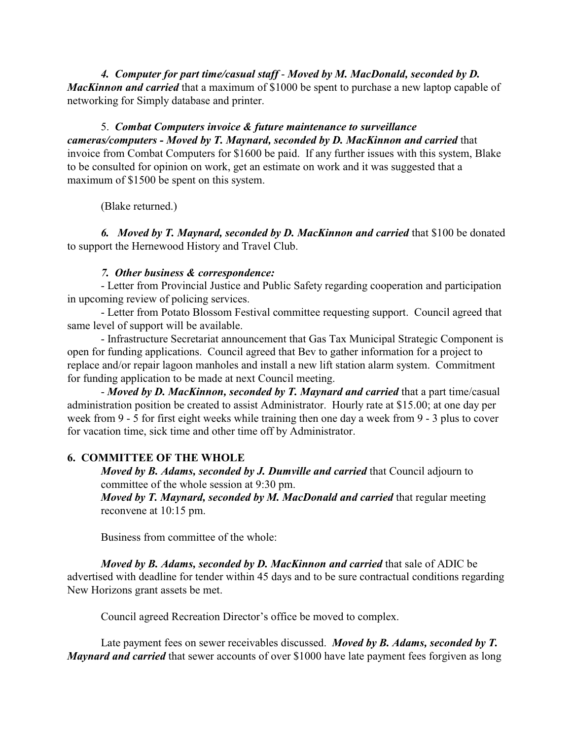*4. Computer for part time/casual staff - Moved by M. MacDonald, seconded by D. MacKinnon and carried* that a maximum of $1000 be spent to purchase a new laptop capable of networking for Simply database and printer.

5. ***Combat Computers invoice & future maintenance to surveillance cameras/computers - Moved by T. Maynard, seconded by D. MacKinnon and carried*** that invoice from Combat Computers for $1600 be paid. If any further issues with this system, Blake to be consulted for opinion on work, get an estimate on work and it was suggested that a maximum of $1500 be spent on this system.

(Blake returned.)

***6. Moved by T. Maynard, seconded by D. MacKinnon and carried*** that $100 be donated to support the Hernewood History and Travel Club.

***7. Other business & correspondence:***

- Letter from Provincial Justice and Public Safety regarding cooperation and participation in upcoming review of policing services.
- Letter from Potato Blossom Festival committee requesting support. Council agreed that same level of support will be available.
- Infrastructure Secretariat announcement that Gas Tax Municipal Strategic Component is open for funding applications. Council agreed that Bev to gather information for a project to replace and/or repair lagoon manholes and install a new lift station alarm system. Commitment for funding application to be made at next Council meeting.
- ***Moved by D. MacKinnon, seconded by T. Maynard and carried*** that a part time/casual administration position be created to assist Administrator. Hourly rate at $15.00; at one day per week from 9 - 5 for first eight weeks while training then one day a week from 9 - 3 plus to cover for vacation time, sick time and other time off by Administrator.

## 6. COMMITTEE OF THE WHOLE

***Moved by B. Adams, seconded by J. Dumville and carried*** that Council adjourn to committee of the whole session at 9:30 pm.

***Moved by T. Maynard, seconded by M. MacDonald and carried*** that regular meeting reconvene at 10:15 pm.

Business from committee of the whole:

***Moved by B. Adams, seconded by D. MacKinnon and carried*** that sale of ADIC be advertised with deadline for tender within 45 days and to be sure contractual conditions regarding New Horizons grant assets be met.

Council agreed Recreation Director's office be moved to complex.

Late payment fees on sewer receivables discussed. ***Moved by B. Adams, seconded by T. Maynard and carried*** that sewer accounts of over $1000 have late payment fees forgiven as long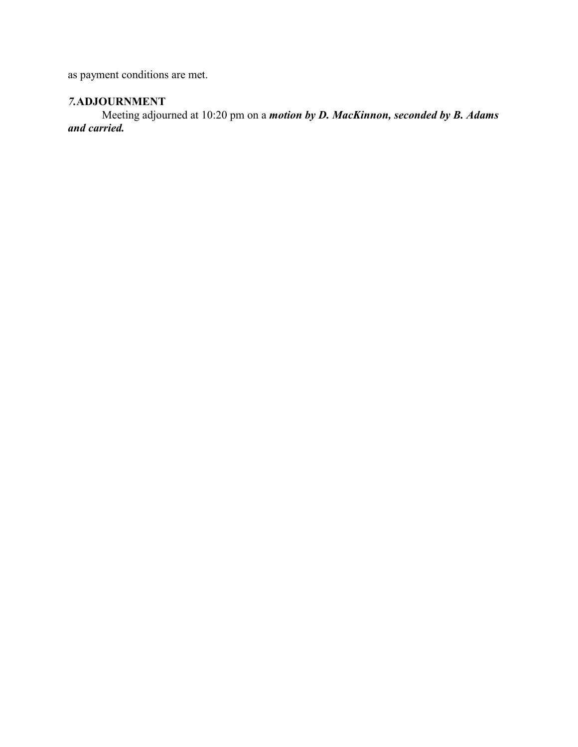as payment conditions are met.

### *7.* **ADJOURNMENT**

Meeting adjourned at 10:20 pm on a ***motion by D. MacKinnon, seconded by B. Adams and carried.***